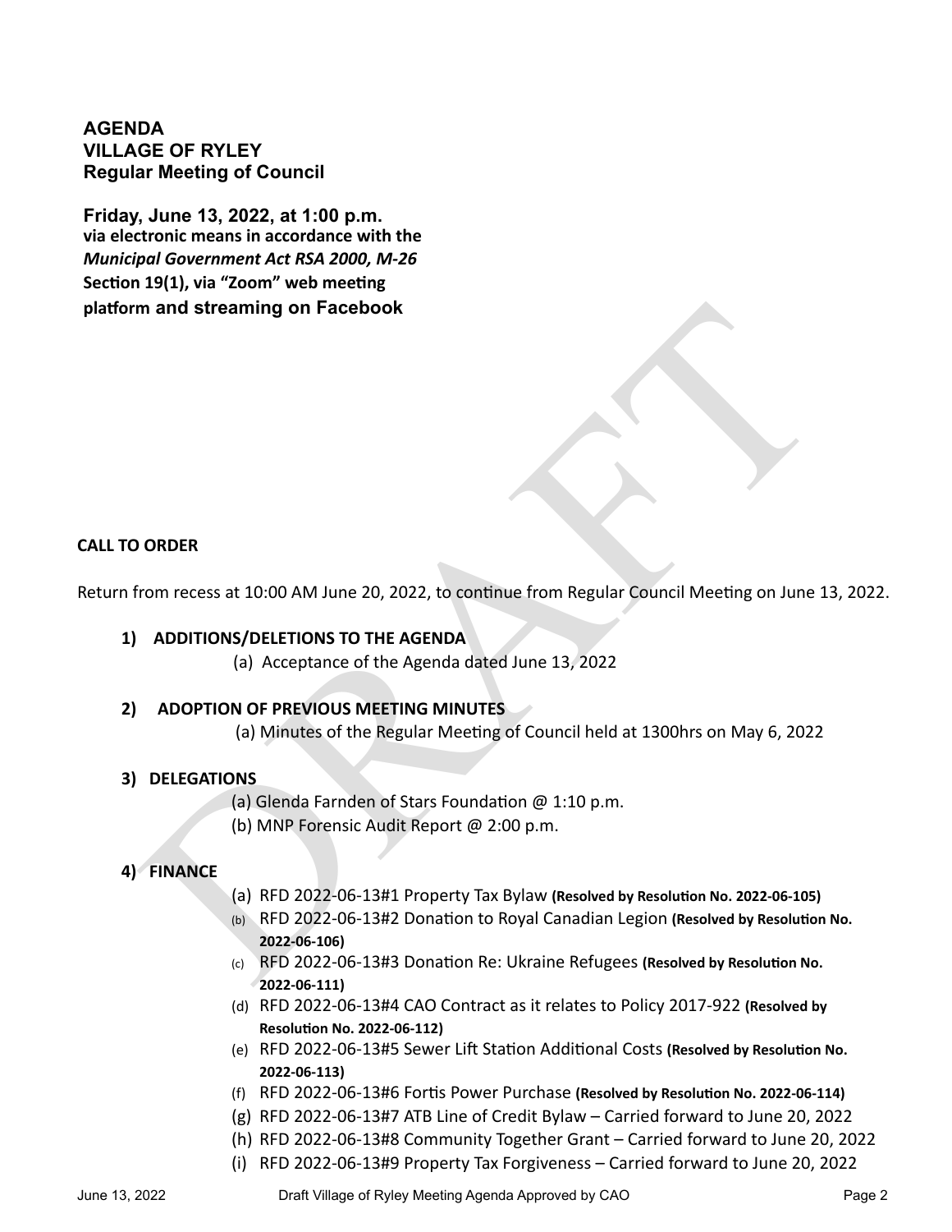# AGENDA
# VILLAGE OF RYLEY
## Regular Meeting of Council

**Friday, June 13, 2022, at 1:00 p.m.**
**via electronic means in accordance with the *Municipal Government Act RSA 2000, M-26* Section 19(1), via "Zoom" web meeting platform and streaming on Facebook**

**CALL TO ORDER**

Return from recess at 10:00 AM June 20, 2022, to continue from Regular Council Meeting on June 13, 2022.

**1) ADDITIONS/DELETIONS TO THE AGENDA**

(a) Acceptance of the Agenda dated June 13, 2022

**2) ADOPTION OF PREVIOUS MEETING MINUTES**

(a) Minutes of the Regular Meeting of Council held at 1300hrs on May 6, 2022

**3) DELEGATIONS**

(a) Glenda Farnden of Stars Foundation @ 1:10 p.m.
(b) MNP Forensic Audit Report @ 2:00 p.m.

**4) FINANCE**

(a) RFD 2022-06-13#1 Property Tax Bylaw **(Resolved by Resolution No. 2022-06-105)**
(b) RFD 2022-06-13#2 Donation to Royal Canadian Legion **(Resolved by Resolution No. 2022-06-106)**
(c) RFD 2022-06-13#3 Donation Re: Ukraine Refugees **(Resolved by Resolution No. 2022-06-111)**
(d) RFD 2022-06-13#4 CAO Contract as it relates to Policy 2017-922 **(Resolved by Resolution No. 2022-06-112)**
(e) RFD 2022-06-13#5 Sewer Lift Station Additional Costs **(Resolved by Resolution No. 2022-06-113)**
(f) RFD 2022-06-13#6 Fortis Power Purchase **(Resolved by Resolution No. 2022-06-114)**
(g) RFD 2022-06-13#7 ATB Line of Credit Bylaw – Carried forward to June 20, 2022
(h) RFD 2022-06-13#8 Community Together Grant – Carried forward to June 20, 2022
(i) RFD 2022-06-13#9 Property Tax Forgiveness – Carried forward to June 20, 2022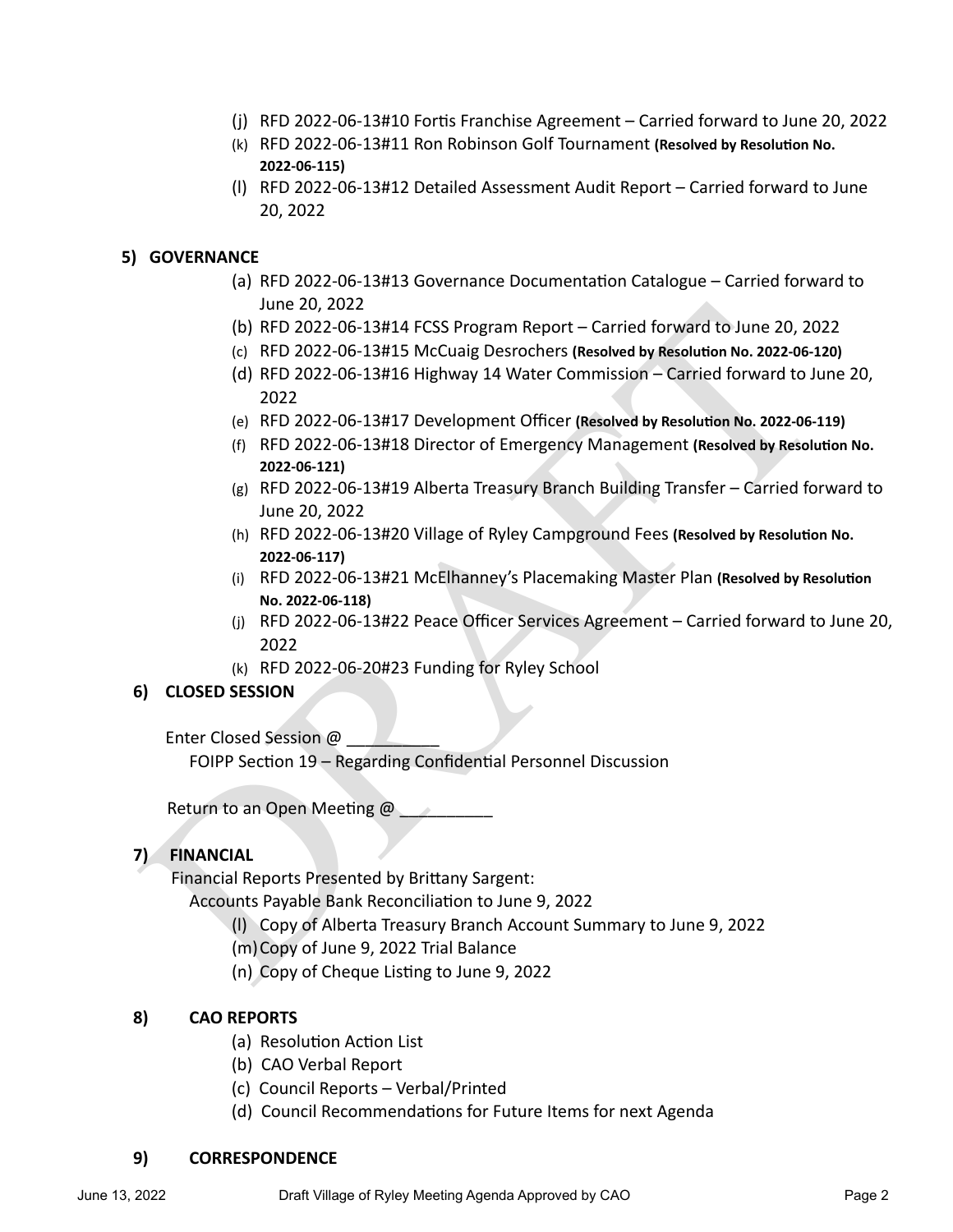(j) RFD 2022-06-13#10 Fortis Franchise Agreement – Carried forward to June 20, 2022

(k) RFD 2022-06-13#11 Ron Robinson Golf Tournament **(Resolved by Resolution No. 2022-06-115)**

(l) RFD 2022-06-13#12 Detailed Assessment Audit Report – Carried forward to June 20, 2022

## 5) GOVERNANCE

(a) RFD 2022-06-13#13 Governance Documentation Catalogue – Carried forward to June 20, 2022

(b) RFD 2022-06-13#14 FCSS Program Report – Carried forward to June 20, 2022

(c) RFD 2022-06-13#15 McCuaig Desrochers **(Resolved by Resolution No. 2022-06-120)**

(d) RFD 2022-06-13#16 Highway 14 Water Commission – Carried forward to June 20, 2022

(e) RFD 2022-06-13#17 Development Officer **(Resolved by Resolution No. 2022-06-119)**

(f) RFD 2022-06-13#18 Director of Emergency Management **(Resolved by Resolution No. 2022-06-121)**

(g) RFD 2022-06-13#19 Alberta Treasury Branch Building Transfer – Carried forward to June 20, 2022

(h) RFD 2022-06-13#20 Village of Ryley Campground Fees **(Resolved by Resolution No. 2022-06-117)**

(i) RFD 2022-06-13#21 McElhanney's Placemaking Master Plan **(Resolved by Resolution No. 2022-06-118)**

(j) RFD 2022-06-13#22 Peace Officer Services Agreement – Carried forward to June 20, 2022

(k) RFD 2022-06-20#23 Funding for Ryley School

## 6) CLOSED SESSION

Enter Closed Session @ __________

FOIPP Section 19 – Regarding Confidential Personnel Discussion

Return to an Open Meeting @ __________

## 7) FINANCIAL

Financial Reports Presented by Brittany Sargent:

Accounts Payable Bank Reconciliation to June 9, 2022

(l) Copy of Alberta Treasury Branch Account Summary to June 9, 2022

(m) Copy of June 9, 2022 Trial Balance

(n) Copy of Cheque Listing to June 9, 2022

## 8) CAO REPORTS

(a) Resolution Action List

(b) CAO Verbal Report

(c) Council Reports – Verbal/Printed

(d) Council Recommendations for Future Items for next Agenda

## 9) CORRESPONDENCE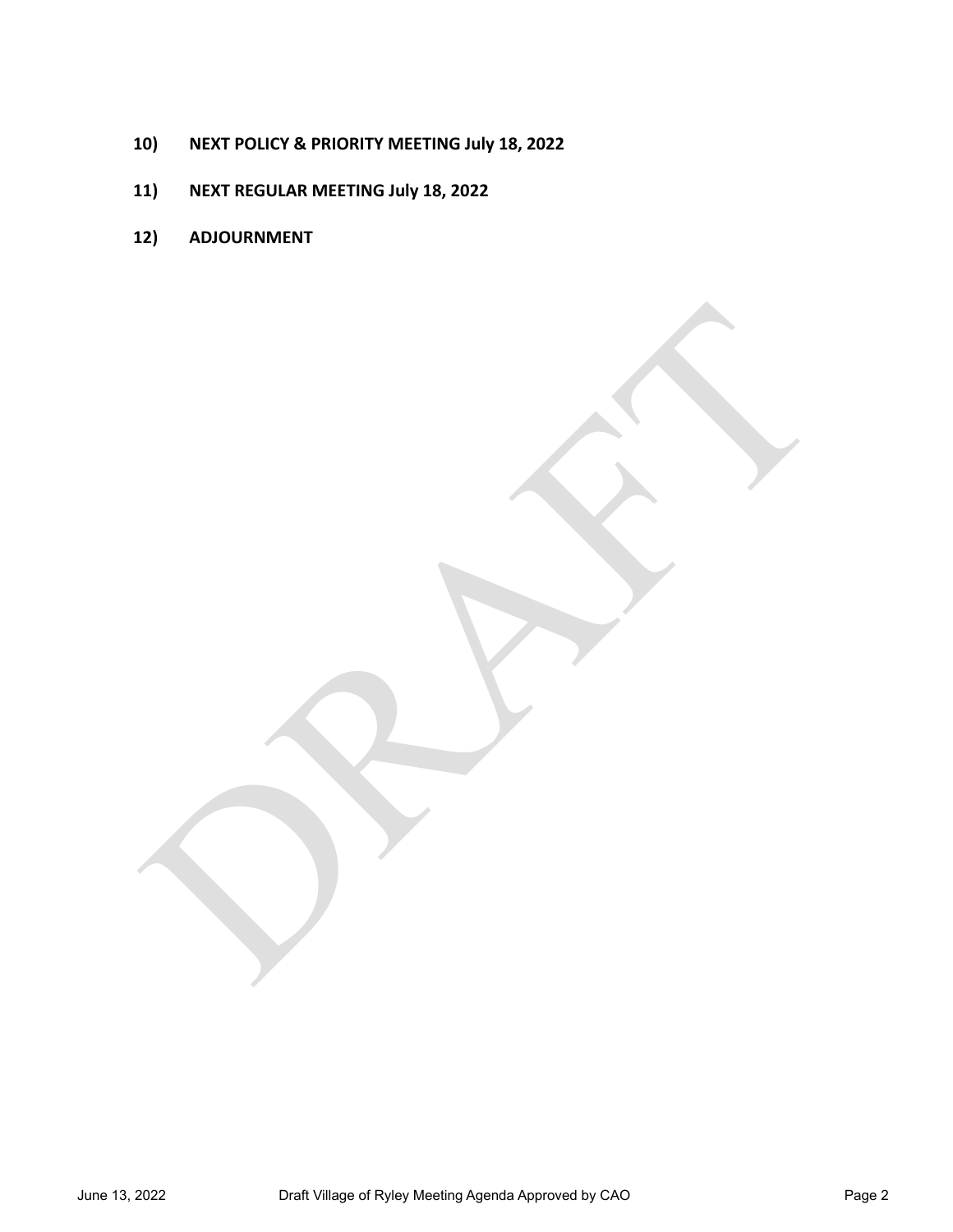**10) NEXT POLICY & PRIORITY MEETING July 18, 2022**

**11) NEXT REGULAR MEETING July 18, 2022**

**12) ADJOURNMENT**